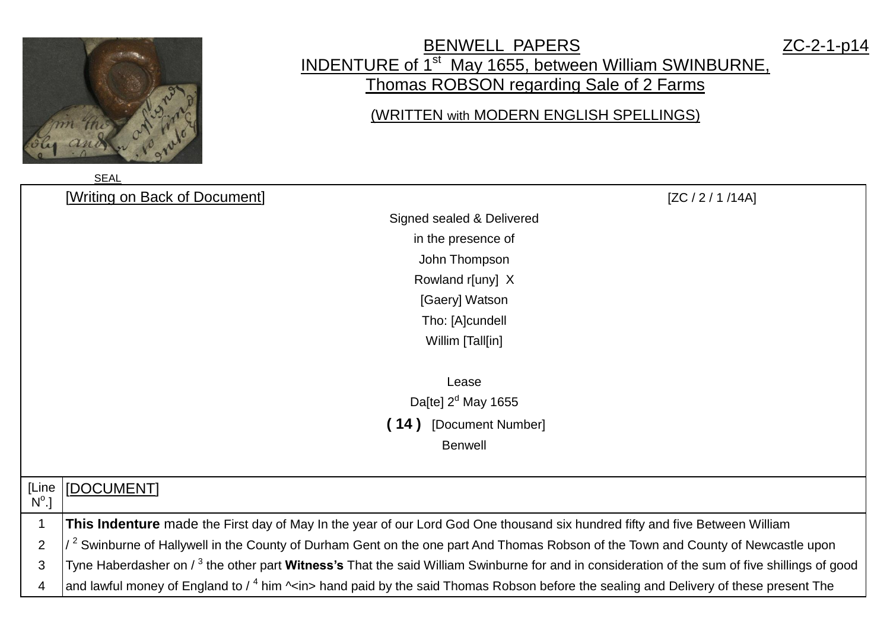# BENWELL PAPERS

ZC-2-1-p14

## INDENTURE of 1st May 1655, between William SWINBURNE, Thomas ROBSON regarding Sale of 2 Farms

(WRITTEN with MODERN ENGLISH SPELLINGS)

SEAL

[Writing on Back of Document] [ZC / 2 / 1 /14A]

Signed sealed & Delivered
in the presence of
John Thompson
Rowland r[uny] X
[Gaery] Watson
Tho: [A]cundell
Willim [Tall[in]

Lease
Da[te] 2d May 1655
**( 14 )** [Document Number]
Benwell

| [Line No.] | [DOCUMENT] |
|---|---|
| 1 | **This Indenture** made the First day of May In the year of our Lord God One thousand six hundred fifty and five Between William |
| 2 | / 2 Swinburne of Hallywell in the County of Durham Gent on the one part And Thomas Robson of the Town and County of Newcastle upon |
| 3 | Tyne Haberdasher on / 3 the other part **Witness's** That the said William Swinburne for and in consideration of the sum of five shillings of good |
| 4 | and lawful money of England to / 4 him ^<in> hand paid by the said Thomas Robson before the sealing and Delivery of these present The |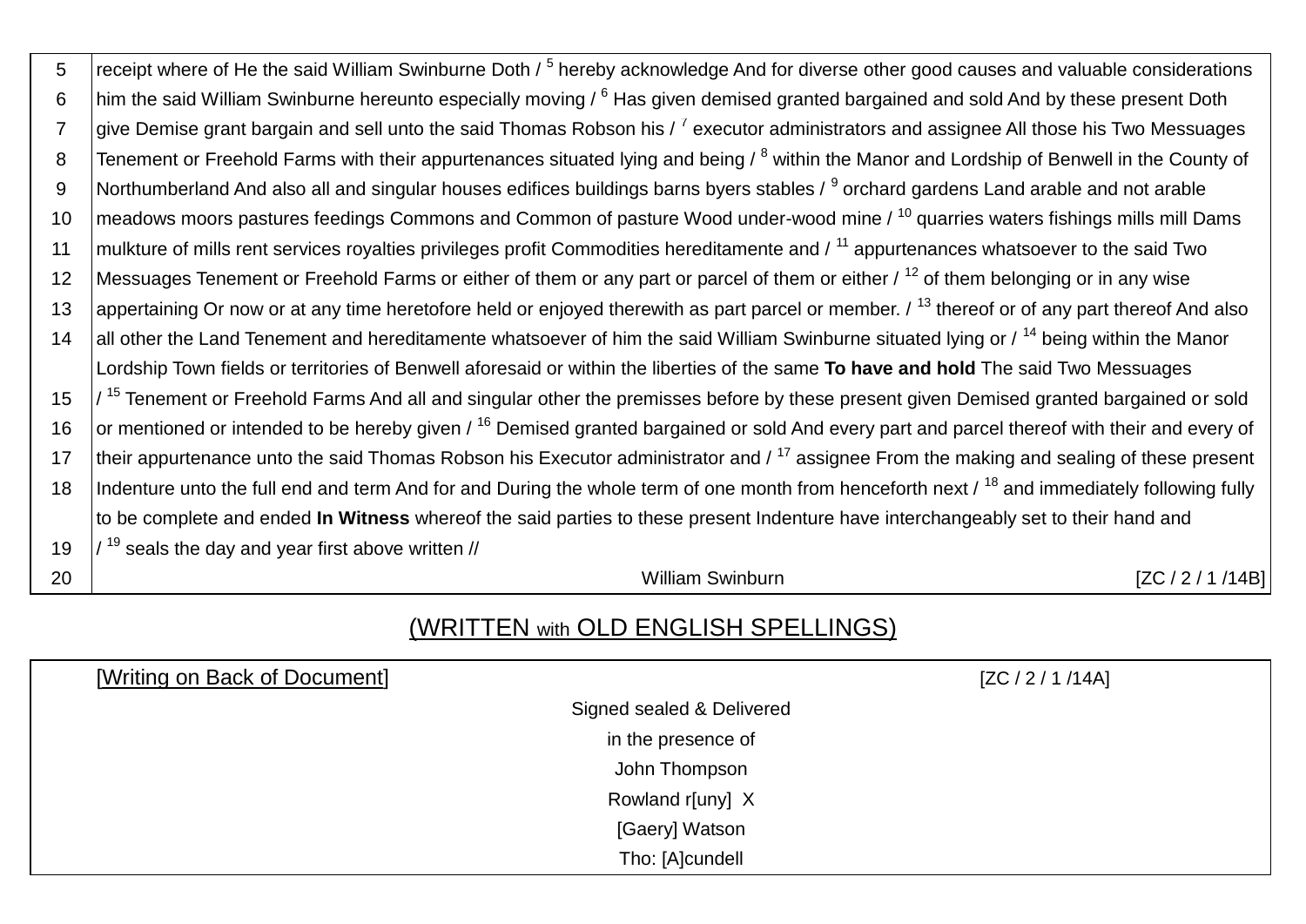| | |
|---|---|
| 5 | receipt where of He the said William Swinburne Doth / [5] hereby acknowledge And for diverse other good causes and valuable considerations |
| 6 | him the said William Swinburne hereunto especially moving / [6] Has given demised granted bargained and sold And by these present Doth |
| 7 | give Demise grant bargain and sell unto the said Thomas Robson his / [7] executor administrators and assignee All those his Two Messuages |
| 8 | Tenement or Freehold Farms with their appurtenances situated lying and being / [8] within the Manor and Lordship of Benwell in the County of |
| 9 | Northumberland And also all and singular houses edifices buildings barns byers stables / [9] orchard gardens Land arable and not arable |
| 10 | meadows moors pastures feedings Commons and Common of pasture Wood under-wood mine / [10] quarries waters fishings mills mill Dams |
| 11 | mulkture of mills rent services royalties privileges profit Commodities hereditamente and / [11] appurtenances whatsoever to the said Two |
| 12 | Messuages Tenement or Freehold Farms or either of them or any part or parcel of them or either / [12] of them belonging or in any wise |
| 13 | appertaining Or now or at any time heretofore held or enjoyed therewith as part parcel or member. / [13] thereof or of any part thereof And also |
| 14 | all other the Land Tenement and hereditamente whatsoever of him the said William Swinburne situated lying or / [14] being within the Manor |
| | Lordship Town fields or territories of Benwell aforesaid or within the liberties of the same **To have and hold** The said Two Messuages |
| 15 | / [15] Tenement or Freehold Farms And all and singular other the premisses before by these present given Demised granted bargained or sold |
| 16 | or mentioned or intended to be hereby given / [16] Demised granted bargained or sold And every part and parcel thereof with their and every of |
| 17 | their appurtenance unto the said Thomas Robson his Executor administrator and / [17] assignee From the making and sealing of these present |
| 18 | Indenture unto the full end and term And for and During the whole term of one month from henceforth next / [18] and immediately following fully |
| | to be complete and ended **In Witness** whereof the said parties to these present Indenture have interchangeably set to their hand and |
| 19 | / [19] seals the day and year first above written // |
| 20 | William Swinburn [ZC / 2 / 1 /14B] |

(WRITTEN with OLD ENGLISH SPELLINGS)

[Writing on Back of Document] [ZC / 2 / 1 /14A]

Signed sealed & Delivered

in the presence of

John Thompson

Rowland r[uny] X

[Gaery] Watson

Tho: [A]cundell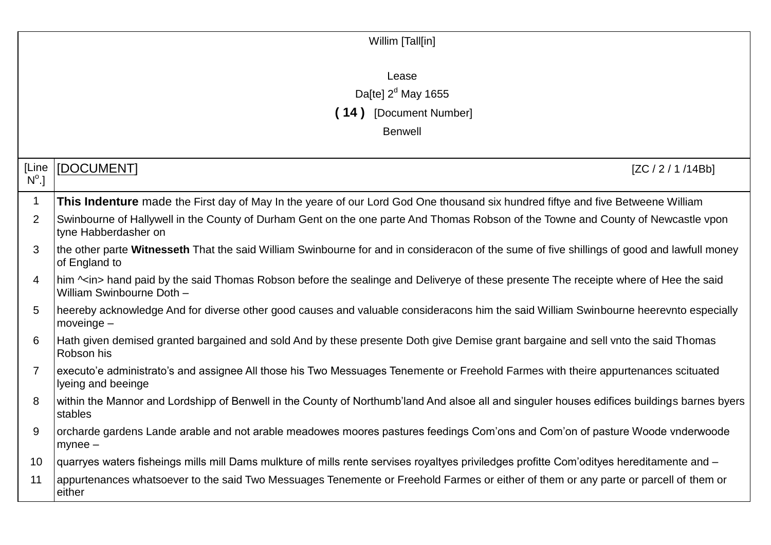Willim [Tall[in]

Lease

Da[te] 2[d] May 1655

**( 14 )** [Document Number]

Benwell

| [Line N[o].] | [DOCUMENT] [ZC / 2 / 1 /14Bb] |
|---|---|
| 1 | **This Indenture** made the First day of May In the yeare of our Lord God One thousand six hundred fiftye and five Betweene William |
| 2 | Swinbourne of Hallywell in the County of Durham Gent on the one parte And Thomas Robson of the Towne and County of Newcastle vpon tyne Habberdasher on |
| 3 | the other parte **Witnesseth** That the said William Swinbourne for and in consideracon of the sume of five shillings of good and lawfull money of England to |
| 4 | him ^<in> hand paid by the said Thomas Robson before the sealinge and Deliverye of these presente The receipte where of Hee the said William Swinbourne Doth – |
| 5 | heereby acknowledge And for diverse other good causes and valuable consideracons him the said William Swinbourne heerevnto especially moveinge – |
| 6 | Hath given demised granted bargained and sold And by these presente Doth give Demise grant bargaine and sell vnto the said Thomas Robson his |
| 7 | executo'e administrato's and assignee All those his Two Messuages Tenemente or Freehold Farmes with theire appurtenances scituated lyeing and beeinge |
| 8 | within the Mannor and Lordshipp of Benwell in the County of Northumb'land And alsoe all and singuler houses edifices buildings barnes byers stables |
| 9 | orcharde gardens Lande arable and not arable meadowes moores pastures feedings Com'ons and Com'on of pasture Woode vnderwoode mynee – |
| 10 | quarryes waters fisheings mills mill Dams mulkture of mills rente servises royaltyes priviledges profitte Com'odityes hereditamente and – |
| 11 | appurtenances whatsoever to the said Two Messuages Tenemente or Freehold Farmes or either of them or any parte or parcell of them or either |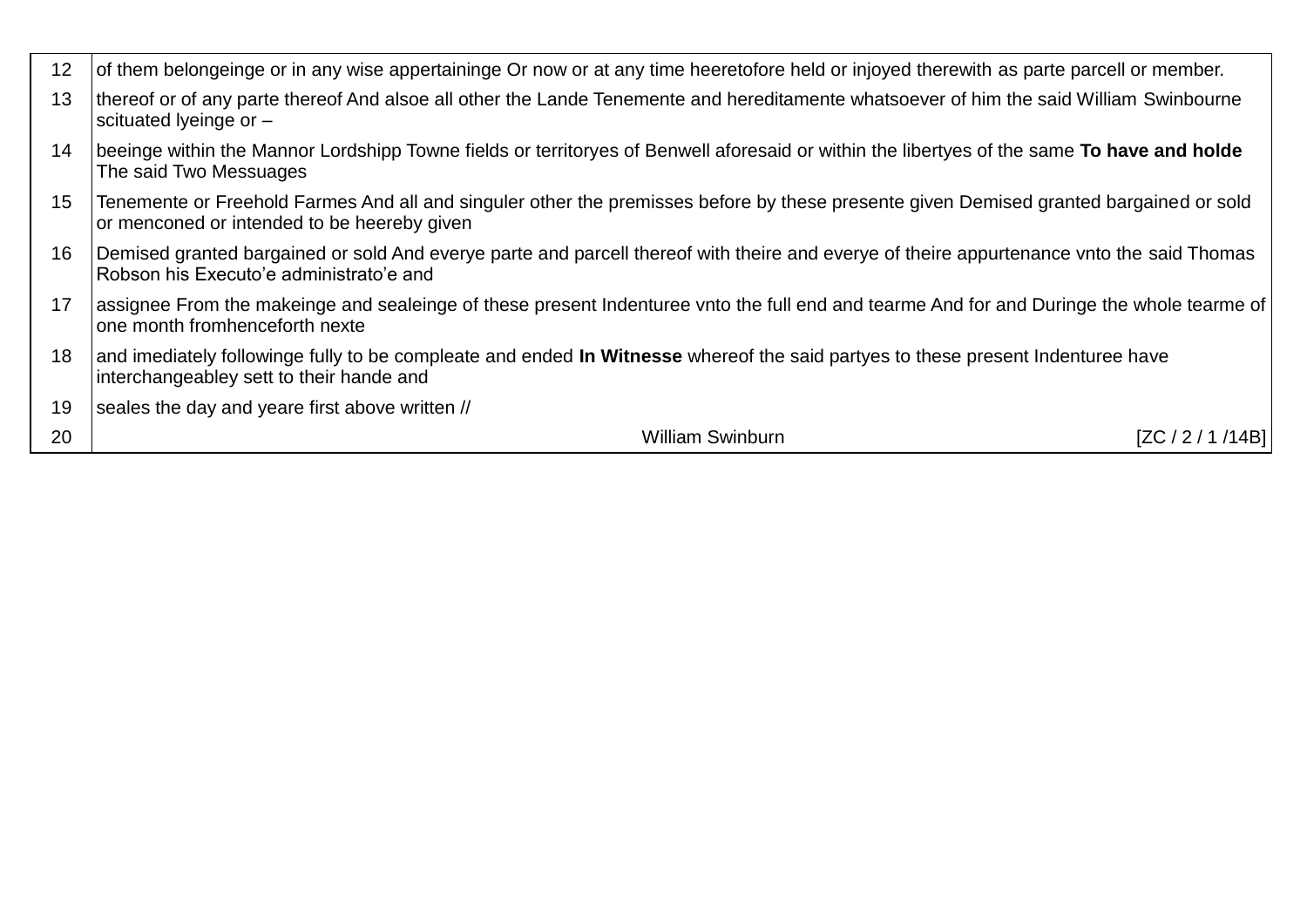| | |
|---|---|
| 12 | of them belongeinge or in any wise appertaininge Or now or at any time heeretofore held or injoyed therewith as parte parcell or member. |
| 13 | thereof or of any parte thereof And alsoe all other the Lande Tenemente and hereditamente whatsoever of him the said William Swinbourne scituated lyeinge or – |
| 14 | beeinge within the Mannor Lordshipp Towne fields or territoryes of Benwell aforesaid or within the libertyes of the same **To have and holde** The said Two Messuages |
| 15 | Tenemente or Freehold Farmes And all and singuler other the premisses before by these presente given Demised granted bargained or sold or menconed or intended to be heereby given |
| 16 | Demised granted bargained or sold And everye parte and parcell thereof with theire and everye of theire appurtenance vnto the said Thomas Robson his Executo'e administrato'e and |
| 17 | assignee From the makeinge and sealeinge of these present Indenturee vnto the full end and tearme And for and Duringe the whole tearme of one month fromhenceforth nexte |
| 18 | and imediately followinge fully to be compleate and ended **In Witnesse** whereof the said partyes to these present Indenturee have interchangeabley sett to their hande and |
| 19 | seales the day and yeare first above written // |
| 20 | William Swinburn [ZC / 2 / 1 /14B] |